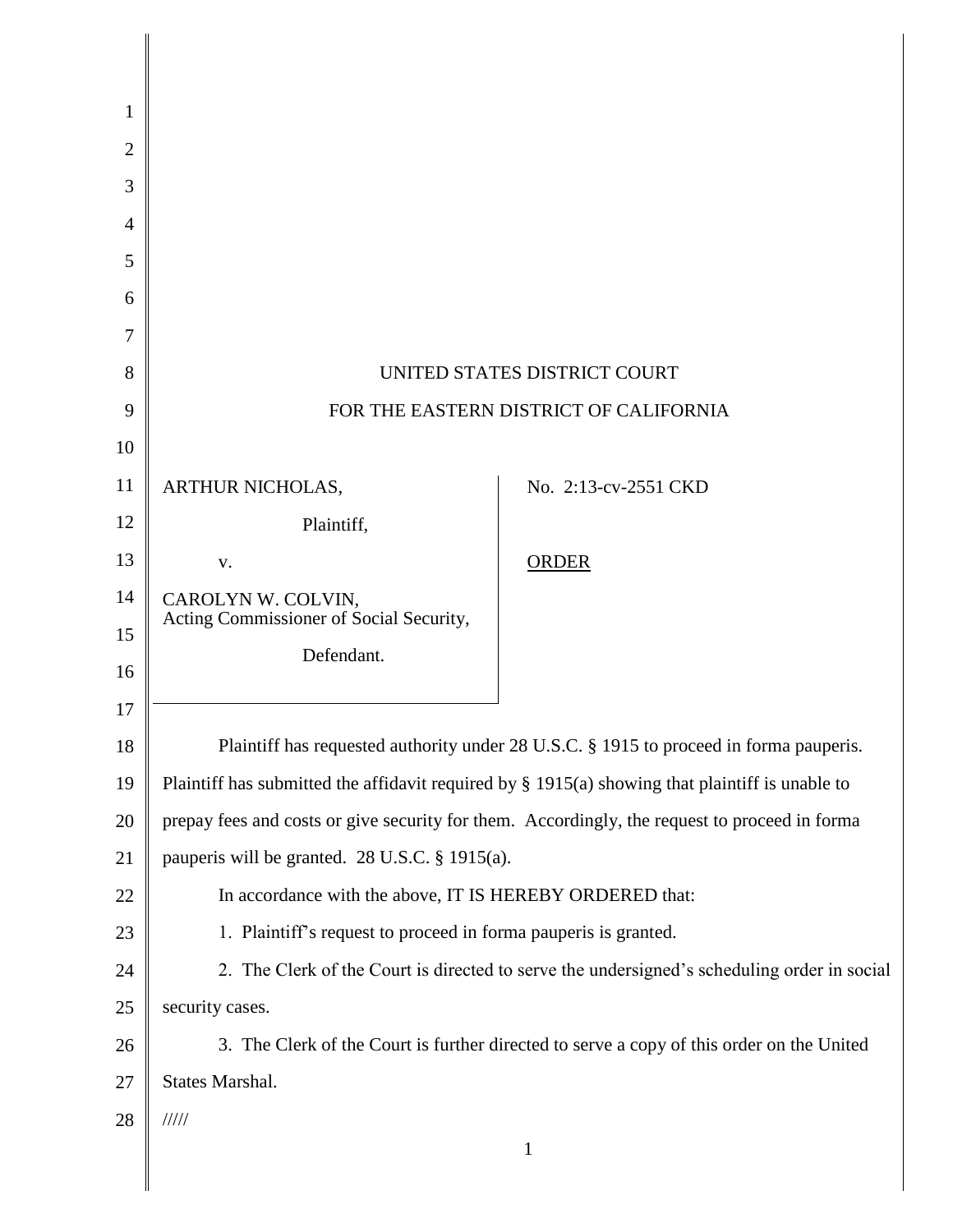UNITED STATES DISTRICT COURT

FOR THE EASTERN DISTRICT OF CALIFORNIA

| | |
|---|---|
| ARTHUR NICHOLAS,<br>Plaintiff,<br>v.<br>CAROLYN W. COLVIN,<br>Acting Commissioner of Social Security,<br>Defendant. | No. 2:13-cv-2551 CKD<br><br><u>ORDER</u> |

Plaintiff has requested authority under 28 U.S.C. § 1915 to proceed in forma pauperis. Plaintiff has submitted the affidavit required by § 1915(a) showing that plaintiff is unable to prepay fees and costs or give security for them. Accordingly, the request to proceed in forma pauperis will be granted. 28 U.S.C. § 1915(a).

In accordance with the above, IT IS HEREBY ORDERED that:

1. Plaintiff's request to proceed in forma pauperis is granted.

2. The Clerk of the Court is directed to serve the undersigned's scheduling order in social security cases.

3. The Clerk of the Court is further directed to serve a copy of this order on the United States Marshal.

/////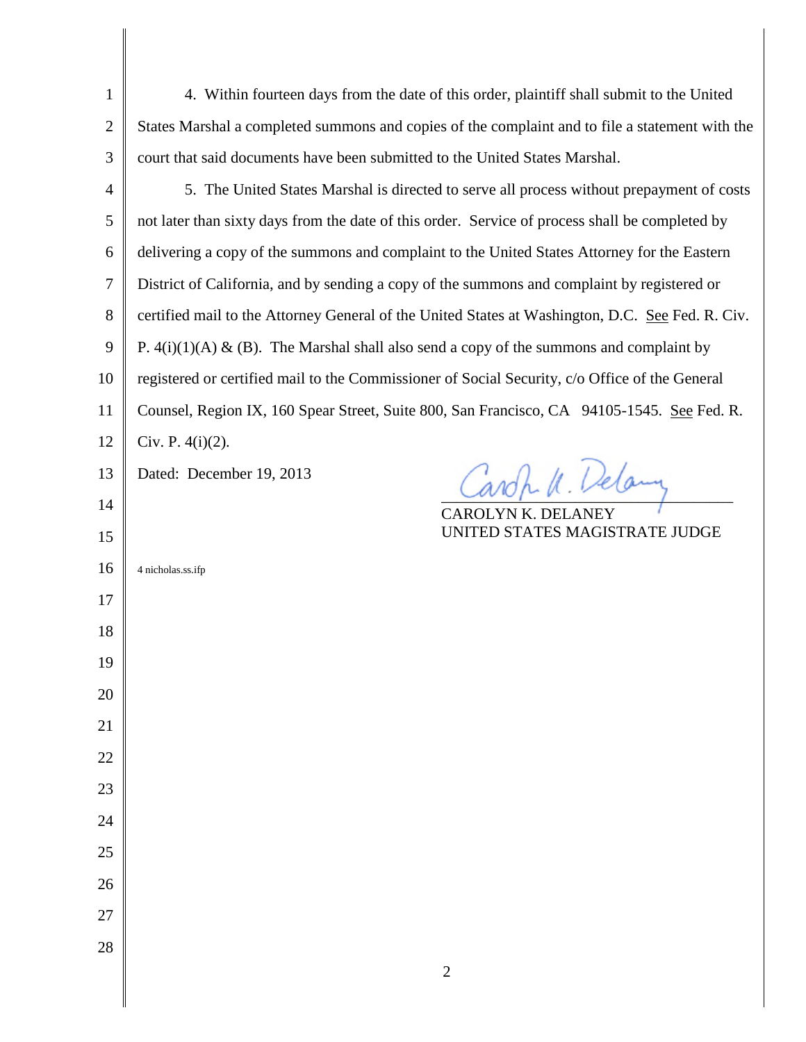4. Within fourteen days from the date of this order, plaintiff shall submit to the United States Marshal a completed summons and copies of the complaint and to file a statement with the court that said documents have been submitted to the United States Marshal.

5. The United States Marshal is directed to serve all process without prepayment of costs not later than sixty days from the date of this order. Service of process shall be completed by delivering a copy of the summons and complaint to the United States Attorney for the Eastern District of California, and by sending a copy of the summons and complaint by registered or certified mail to the Attorney General of the United States at Washington, D.C. See Fed. R. Civ. P. 4(i)(1)(A) & (B). The Marshal shall also send a copy of the summons and complaint by registered or certified mail to the Commissioner of Social Security, c/o Office of the General Counsel, Region IX, 160 Spear Street, Suite 800, San Francisco, CA 94105-1545. See Fed. R. Civ. P. 4(i)(2).

Dated: December 19, 2013

CAROLYN K. DELANEY
UNITED STATES MAGISTRATE JUDGE

4 nicholas.ss.ifp